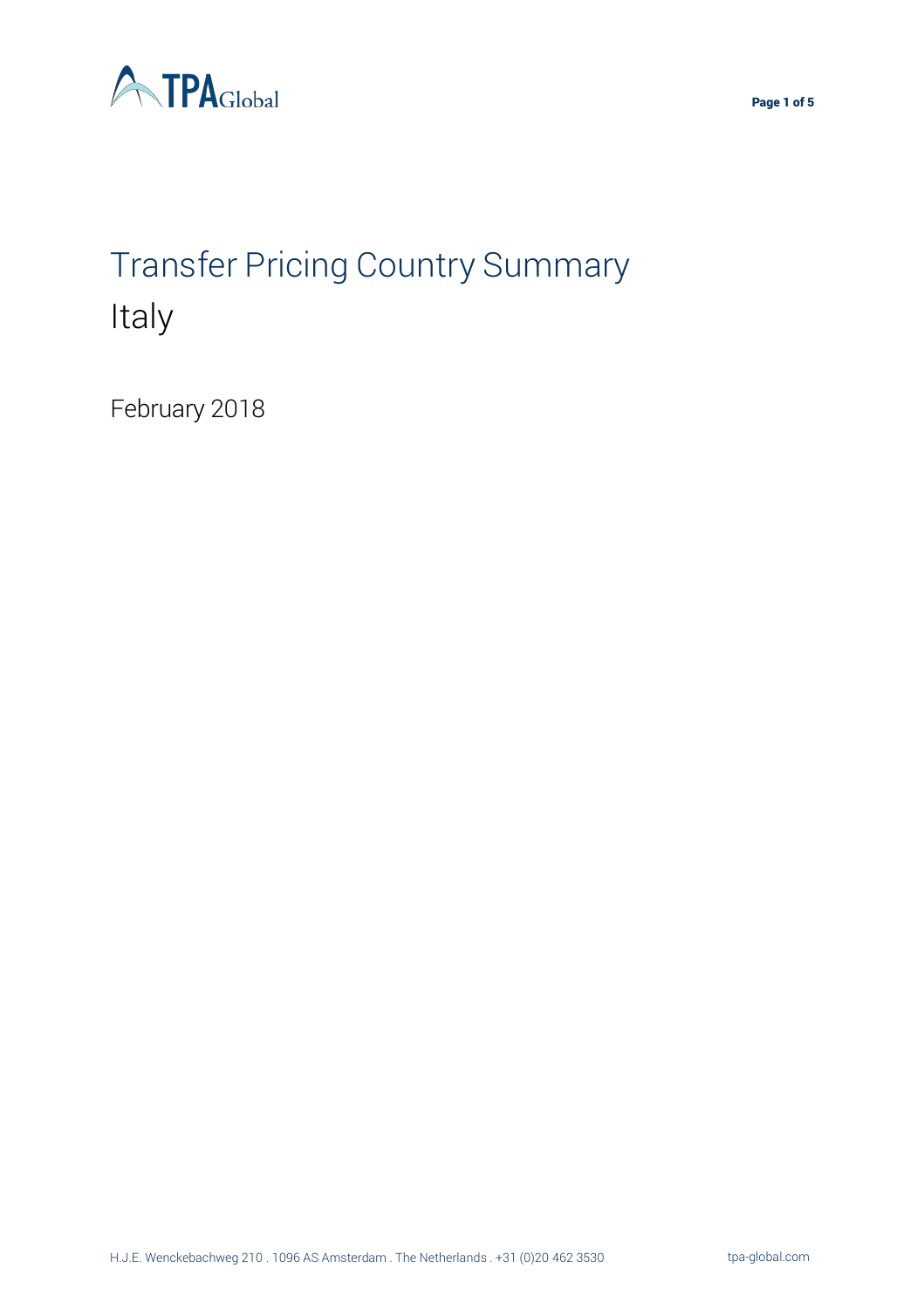# Transfer Pricing Country Summary

## Italy

February 2018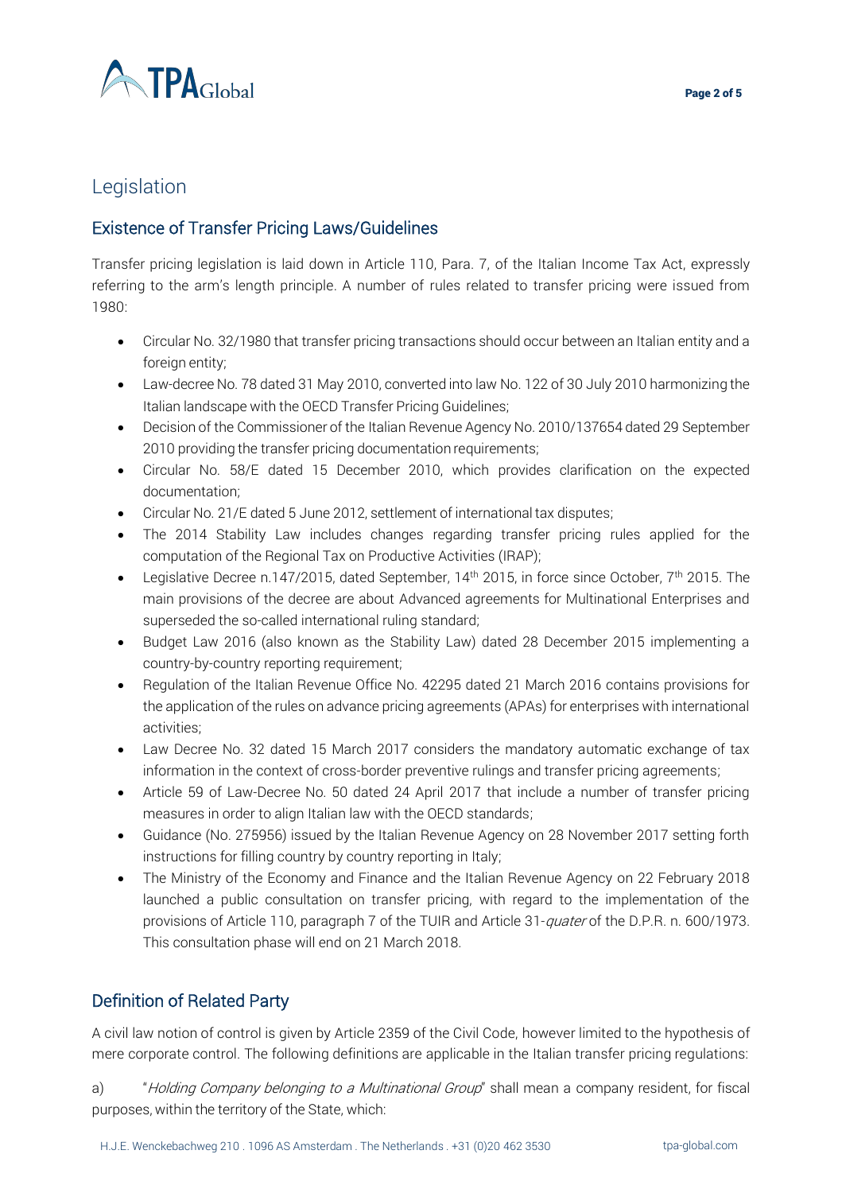# Legislation

## Existence of Transfer Pricing Laws/Guidelines

Transfer pricing legislation is laid down in Article 110, Para. 7, of the Italian Income Tax Act, expressly referring to the arm's length principle. A number of rules related to transfer pricing were issued from 1980:

- Circular No. 32/1980 that transfer pricing transactions should occur between an Italian entity and a foreign entity;
- Law-decree No. 78 dated 31 May 2010, converted into law No. 122 of 30 July 2010 harmonizing the Italian landscape with the OECD Transfer Pricing Guidelines;
- Decision of the Commissioner of the Italian Revenue Agency No. 2010/137654 dated 29 September 2010 providing the transfer pricing documentation requirements;
- Circular No. 58/E dated 15 December 2010, which provides clarification on the expected documentation;
- Circular No. 21/E dated 5 June 2012, settlement of international tax disputes;
- The 2014 Stability Law includes changes regarding transfer pricing rules applied for the computation of the Regional Tax on Productive Activities (IRAP);
- Legislative Decree n.147/2015, dated September, 14th 2015, in force since October, 7th 2015. The main provisions of the decree are about Advanced agreements for Multinational Enterprises and superseded the so-called international ruling standard;
- Budget Law 2016 (also known as the Stability Law) dated 28 December 2015 implementing a country-by-country reporting requirement;
- Regulation of the Italian Revenue Office No. 42295 dated 21 March 2016 contains provisions for the application of the rules on advance pricing agreements (APAs) for enterprises with international activities;
- Law Decree No. 32 dated 15 March 2017 considers the mandatory automatic exchange of tax information in the context of cross-border preventive rulings and transfer pricing agreements;
- Article 59 of Law-Decree No. 50 dated 24 April 2017 that include a number of transfer pricing measures in order to align Italian law with the OECD standards;
- Guidance (No. 275956) issued by the Italian Revenue Agency on 28 November 2017 setting forth instructions for filling country by country reporting in Italy;
- The Ministry of the Economy and Finance and the Italian Revenue Agency on 22 February 2018 launched a public consultation on transfer pricing, with regard to the implementation of the provisions of Article 110, paragraph 7 of the TUIR and Article 31-*quater* of the D.P.R. n. 600/1973. This consultation phase will end on 21 March 2018.

## Definition of Related Party

A civil law notion of control is given by Article 2359 of the Civil Code, however limited to the hypothesis of mere corporate control. The following definitions are applicable in the Italian transfer pricing regulations:

a) "*Holding Company belonging to a Multinational Group*" shall mean a company resident, for fiscal purposes, within the territory of the State, which: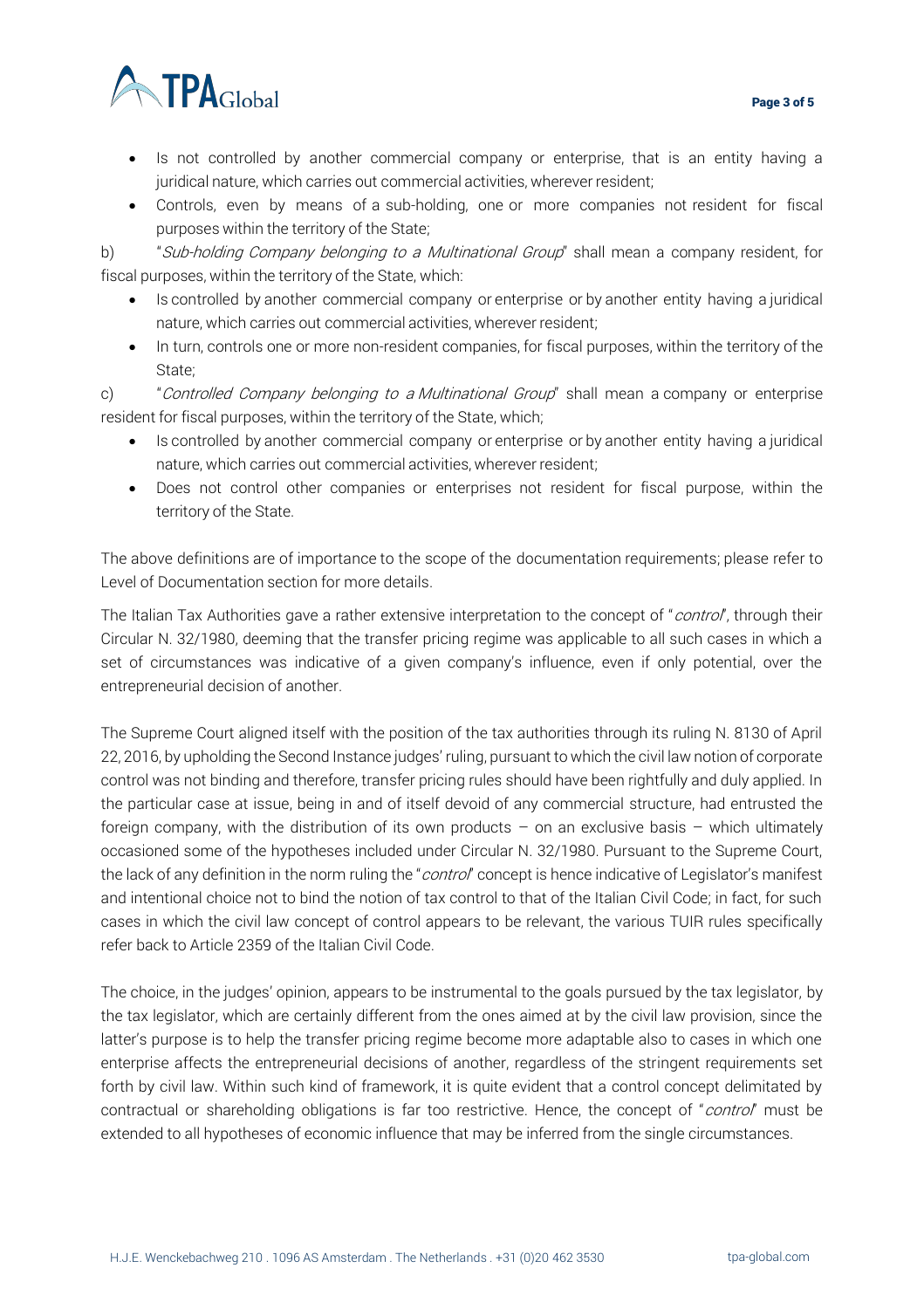- Is not controlled by another commercial company or enterprise, that is an entity having a juridical nature, which carries out commercial activities, wherever resident;
- Controls, even by means of a sub-holding, one or more companies not resident for fiscal purposes within the territory of the State;

b) "*Sub-holding Company belonging to a Multinational Group*" shall mean a company resident, for fiscal purposes, within the territory of the State, which:

- Is controlled by another commercial company or enterprise or by another entity having a juridical nature, which carries out commercial activities, wherever resident;
- In turn, controls one or more non-resident companies, for fiscal purposes, within the territory of the State;

c) "*Controlled Company belonging to a Multinational Group*" shall mean a company or enterprise resident for fiscal purposes, within the territory of the State, which;

- Is controlled by another commercial company or enterprise or by another entity having a juridical nature, which carries out commercial activities, wherever resident;
- Does not control other companies or enterprises not resident for fiscal purpose, within the territory of the State.

The above definitions are of importance to the scope of the documentation requirements; please refer to Level of Documentation section for more details.

The Italian Tax Authorities gave a rather extensive interpretation to the concept of "*control*", through their Circular N. 32/1980, deeming that the transfer pricing regime was applicable to all such cases in which a set of circumstances was indicative of a given company's influence, even if only potential, over the entrepreneurial decision of another.

The Supreme Court aligned itself with the position of the tax authorities through its ruling N. 8130 of April 22, 2016, by upholding the Second Instance judges' ruling, pursuant to which the civil law notion of corporate control was not binding and therefore, transfer pricing rules should have been rightfully and duly applied. In the particular case at issue, being in and of itself devoid of any commercial structure, had entrusted the foreign company, with the distribution of its own products – on an exclusive basis – which ultimately occasioned some of the hypotheses included under Circular N. 32/1980. Pursuant to the Supreme Court, the lack of any definition in the norm ruling the "*control*" concept is hence indicative of Legislator's manifest and intentional choice not to bind the notion of tax control to that of the Italian Civil Code; in fact, for such cases in which the civil law concept of control appears to be relevant, the various TUIR rules specifically refer back to Article 2359 of the Italian Civil Code.

The choice, in the judges' opinion, appears to be instrumental to the goals pursued by the tax legislator, by the tax legislator, which are certainly different from the ones aimed at by the civil law provision, since the latter's purpose is to help the transfer pricing regime become more adaptable also to cases in which one enterprise affects the entrepreneurial decisions of another, regardless of the stringent requirements set forth by civil law. Within such kind of framework, it is quite evident that a control concept delimitated by contractual or shareholding obligations is far too restrictive. Hence, the concept of "*control*" must be extended to all hypotheses of economic influence that may be inferred from the single circumstances.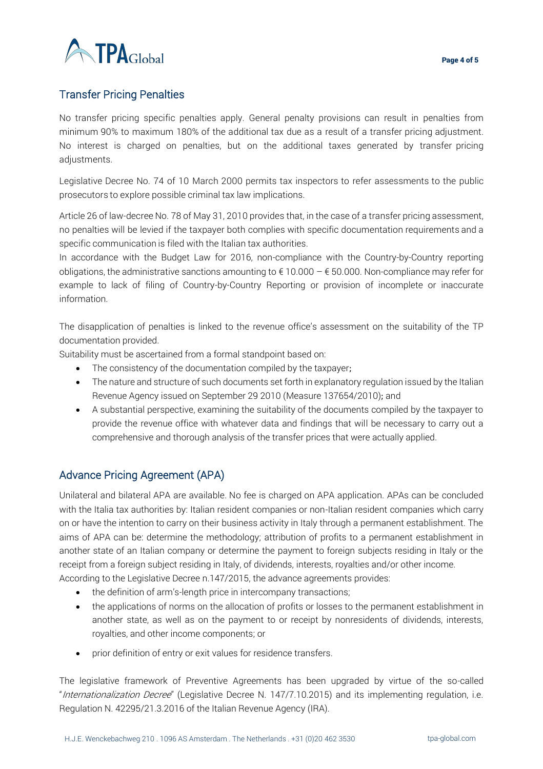## Transfer Pricing Penalties

No transfer pricing specific penalties apply. General penalty provisions can result in penalties from minimum 90% to maximum 180% of the additional tax due as a result of a transfer pricing adjustment. No interest is charged on penalties, but on the additional taxes generated by transfer pricing adjustments.

Legislative Decree No. 74 of 10 March 2000 permits tax inspectors to refer assessments to the public prosecutors to explore possible criminal tax law implications.

Article 26 of law-decree No. 78 of May 31, 2010 provides that, in the case of a transfer pricing assessment, no penalties will be levied if the taxpayer both complies with specific documentation requirements and a specific communication is filed with the Italian tax authorities.
In accordance with the Budget Law for 2016, non-compliance with the Country-by-Country reporting obligations, the administrative sanctions amounting to € 10.000 – € 50.000. Non-compliance may refer for example to lack of filing of Country-by-Country Reporting or provision of incomplete or inaccurate information.

The disapplication of penalties is linked to the revenue office's assessment on the suitability of the TP documentation provided.
Suitability must be ascertained from a formal standpoint based on:

- The consistency of the documentation compiled by the taxpayer;
- The nature and structure of such documents set forth in explanatory regulation issued by the Italian Revenue Agency issued on September 29 2010 (Measure 137654/2010); and
- A substantial perspective, examining the suitability of the documents compiled by the taxpayer to provide the revenue office with whatever data and findings that will be necessary to carry out a comprehensive and thorough analysis of the transfer prices that were actually applied.

## Advance Pricing Agreement (APA)

Unilateral and bilateral APA are available. No fee is charged on APA application. APAs can be concluded with the Italia tax authorities by: Italian resident companies or non-Italian resident companies which carry on or have the intention to carry on their business activity in Italy through a permanent establishment. The aims of APA can be: determine the methodology; attribution of profits to a permanent establishment in another state of an Italian company or determine the payment to foreign subjects residing in Italy or the receipt from a foreign subject residing in Italy, of dividends, interests, royalties and/or other income.
According to the Legislative Decree n.147/2015, the advance agreements provides:

- the definition of arm's-length price in intercompany transactions;
- the applications of norms on the allocation of profits or losses to the permanent establishment in another state, as well as on the payment to or receipt by nonresidents of dividends, interests, royalties, and other income components; or
- prior definition of entry or exit values for residence transfers.

The legislative framework of Preventive Agreements has been upgraded by virtue of the so-called "*Internationalization Decree*" (Legislative Decree N. 147/7.10.2015) and its implementing regulation, i.e. Regulation N. 42295/21.3.2016 of the Italian Revenue Agency (IRA).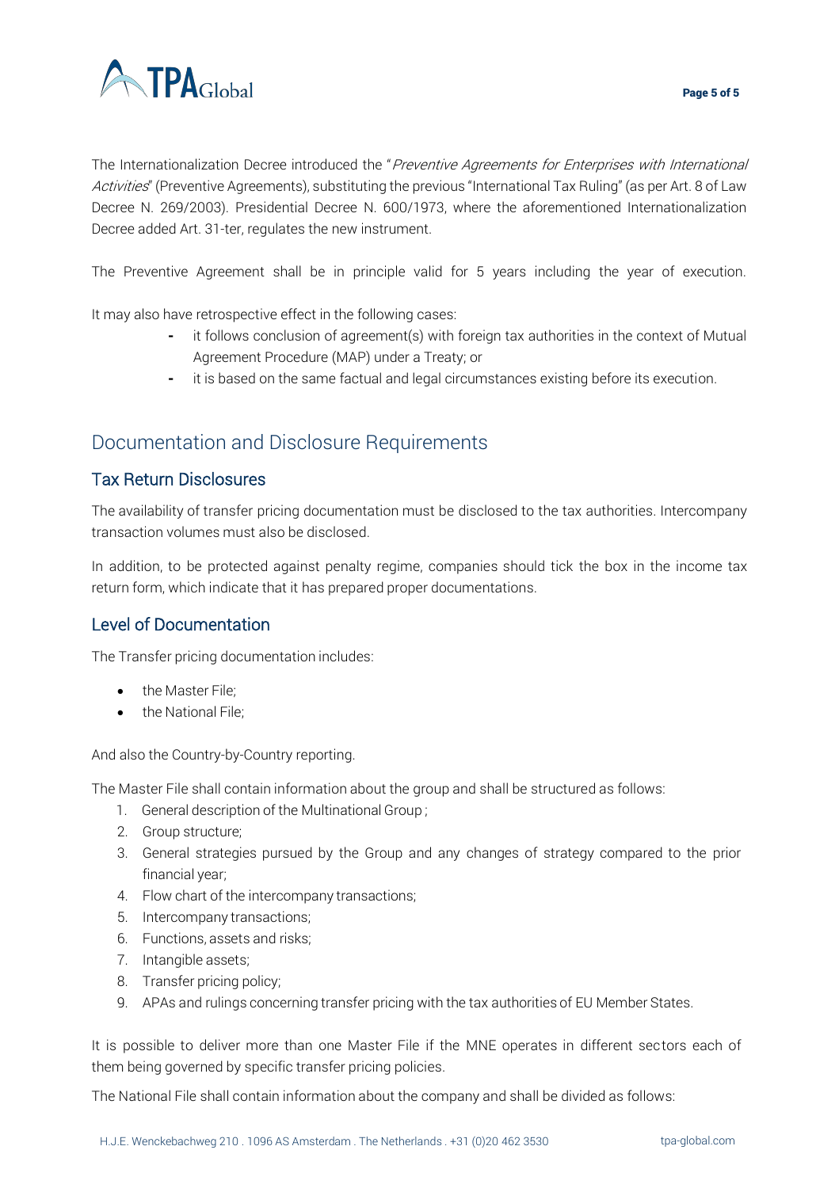The Internationalization Decree introduced the "*Preventive Agreements for Enterprises with International Activities*" (Preventive Agreements), substituting the previous "International Tax Ruling" (as per Art. 8 of Law Decree N. 269/2003). Presidential Decree N. 600/1973, where the aforementioned Internationalization Decree added Art. 31-ter, regulates the new instrument.

The Preventive Agreement shall be in principle valid for 5 years including the year of execution.

It may also have retrospective effect in the following cases:

- it follows conclusion of agreement(s) with foreign tax authorities in the context of Mutual Agreement Procedure (MAP) under a Treaty; or
- it is based on the same factual and legal circumstances existing before its execution.

## Documentation and Disclosure Requirements

### Tax Return Disclosures

The availability of transfer pricing documentation must be disclosed to the tax authorities. Intercompany transaction volumes must also be disclosed.

In addition, to be protected against penalty regime, companies should tick the box in the income tax return form, which indicate that it has prepared proper documentations.

### Level of Documentation

The Transfer pricing documentation includes:

- the Master File;
- the National File;

And also the Country-by-Country reporting.

The Master File shall contain information about the group and shall be structured as follows:

1. General description of the Multinational Group ;
2. Group structure;
3. General strategies pursued by the Group and any changes of strategy compared to the prior financial year;
4. Flow chart of the intercompany transactions;
5. Intercompany transactions;
6. Functions, assets and risks;
7. Intangible assets;
8. Transfer pricing policy;
9. APAs and rulings concerning transfer pricing with the tax authorities of EU Member States.

It is possible to deliver more than one Master File if the MNE operates in different sectors each of them being governed by specific transfer pricing policies.

The National File shall contain information about the company and shall be divided as follows: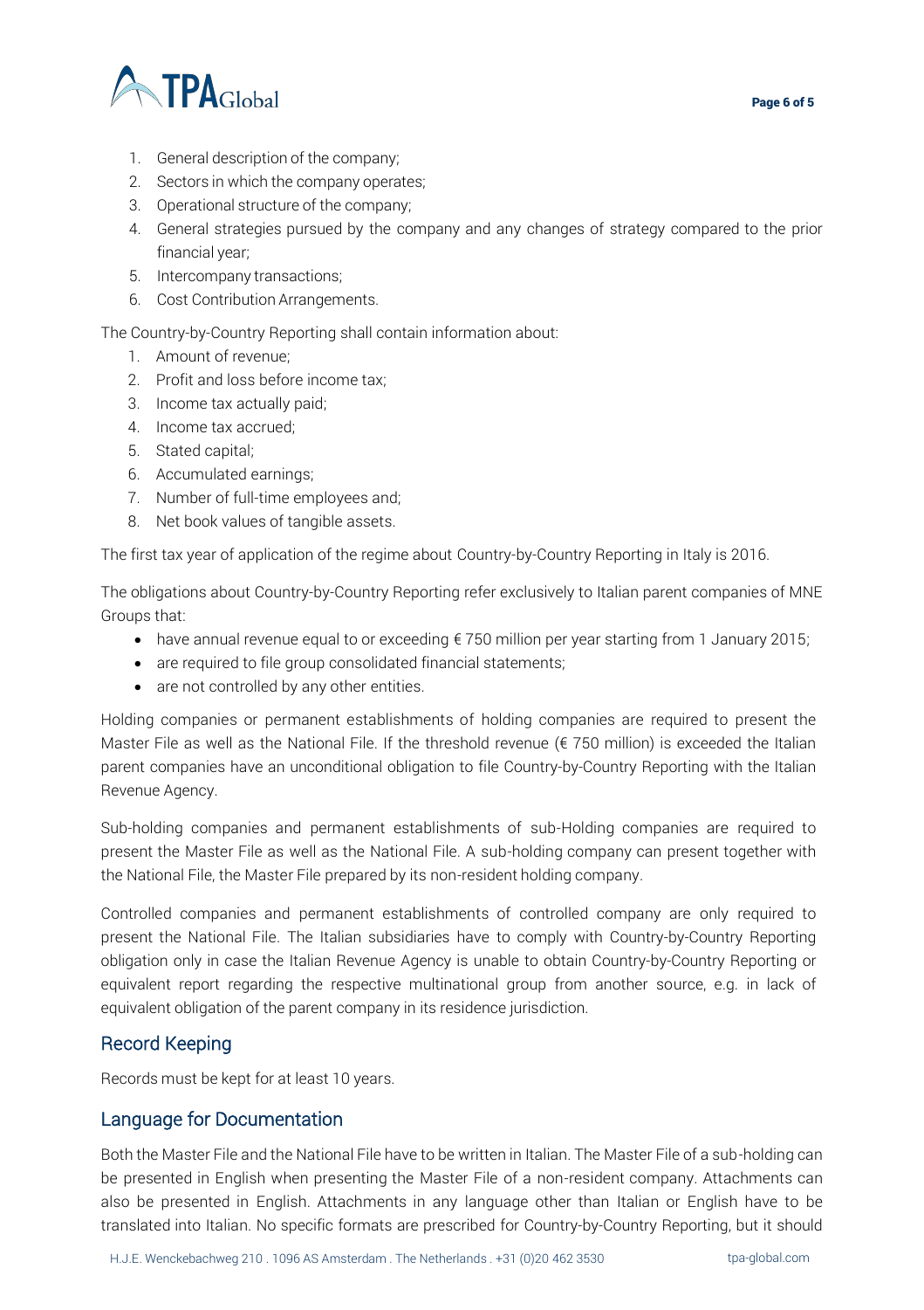1. General description of the company;
2. Sectors in which the company operates;
3. Operational structure of the company;
4. General strategies pursued by the company and any changes of strategy compared to the prior financial year;
5. Intercompany transactions;
6. Cost Contribution Arrangements.

The Country-by-Country Reporting shall contain information about:

1. Amount of revenue;
2. Profit and loss before income tax;
3. Income tax actually paid;
4. Income tax accrued;
5. Stated capital;
6. Accumulated earnings;
7. Number of full-time employees and;
8. Net book values of tangible assets.

The first tax year of application of the regime about Country-by-Country Reporting in Italy is 2016.

The obligations about Country-by-Country Reporting refer exclusively to Italian parent companies of MNE Groups that:

- have annual revenue equal to or exceeding € 750 million per year starting from 1 January 2015;
- are required to file group consolidated financial statements;
- are not controlled by any other entities.

Holding companies or permanent establishments of holding companies are required to present the Master File as well as the National File. If the threshold revenue (€ 750 million) is exceeded the Italian parent companies have an unconditional obligation to file Country-by-Country Reporting with the Italian Revenue Agency.

Sub-holding companies and permanent establishments of sub-Holding companies are required to present the Master File as well as the National File. A sub-holding company can present together with the National File, the Master File prepared by its non-resident holding company.

Controlled companies and permanent establishments of controlled company are only required to present the National File. The Italian subsidiaries have to comply with Country-by-Country Reporting obligation only in case the Italian Revenue Agency is unable to obtain Country-by-Country Reporting or equivalent report regarding the respective multinational group from another source, e.g. in lack of equivalent obligation of the parent company in its residence jurisdiction.

## Record Keeping

Records must be kept for at least 10 years.

## Language for Documentation

Both the Master File and the National File have to be written in Italian. The Master File of a sub-holding can be presented in English when presenting the Master File of a non-resident company. Attachments can also be presented in English. Attachments in any language other than Italian or English have to be translated into Italian. No specific formats are prescribed for Country-by-Country Reporting, but it should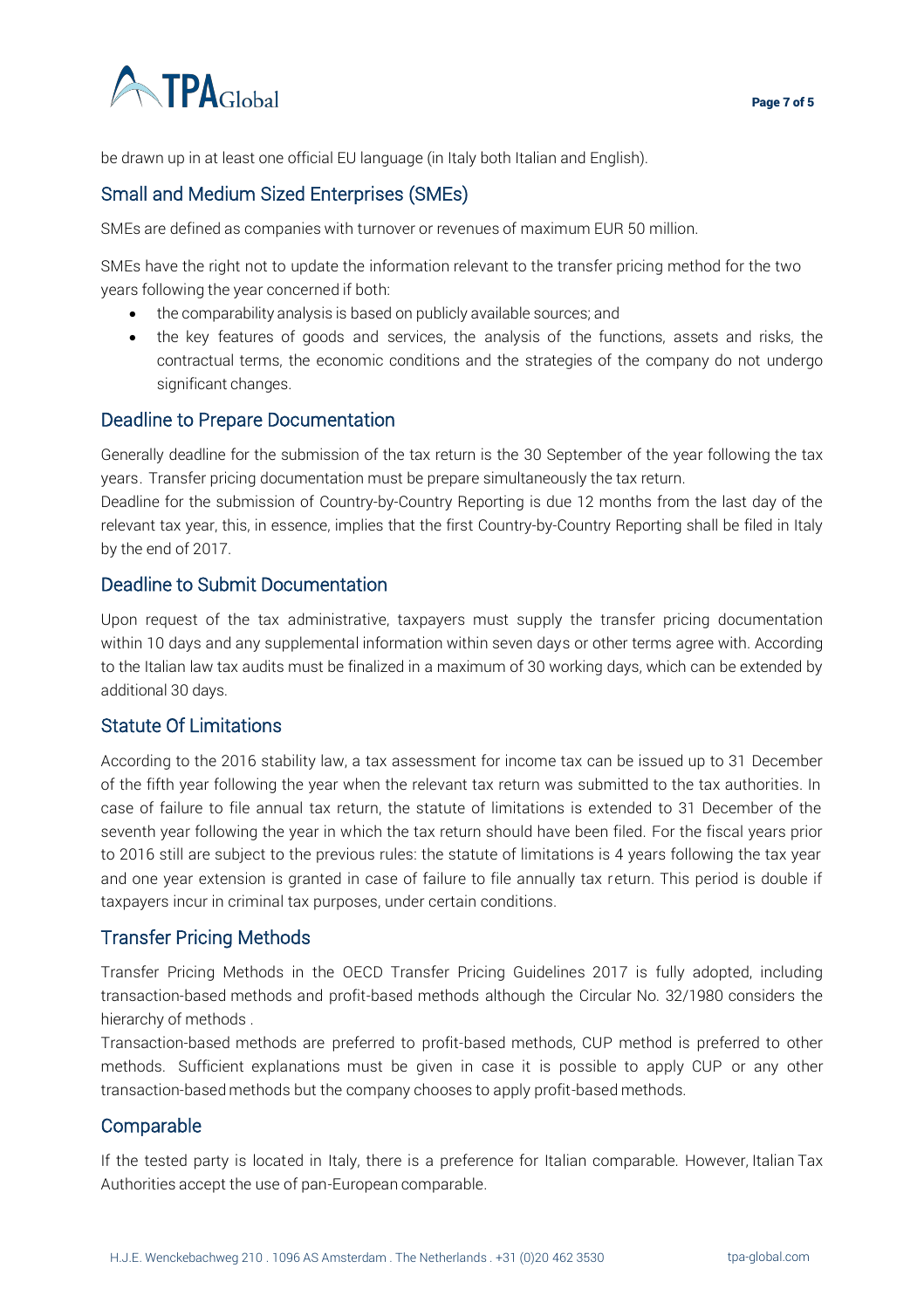be drawn up in at least one official EU language (in Italy both Italian and English).

## Small and Medium Sized Enterprises (SMEs)

SMEs are defined as companies with turnover or revenues of maximum EUR 50 million.

SMEs have the right not to update the information relevant to the transfer pricing method for the two years following the year concerned if both:

- the comparability analysis is based on publicly available sources; and
- the key features of goods and services, the analysis of the functions, assets and risks, the contractual terms, the economic conditions and the strategies of the company do not undergo significant changes.

## Deadline to Prepare Documentation

Generally deadline for the submission of the tax return is the 30 September of the year following the tax years. Transfer pricing documentation must be prepare simultaneously the tax return.

Deadline for the submission of Country-by-Country Reporting is due 12 months from the last day of the relevant tax year, this, in essence, implies that the first Country-by-Country Reporting shall be filed in Italy by the end of 2017.

## Deadline to Submit Documentation

Upon request of the tax administrative, taxpayers must supply the transfer pricing documentation within 10 days and any supplemental information within seven days or other terms agree with. According to the Italian law tax audits must be finalized in a maximum of 30 working days, which can be extended by additional 30 days.

## Statute Of Limitations

According to the 2016 stability law, a tax assessment for income tax can be issued up to 31 December of the fifth year following the year when the relevant tax return was submitted to the tax authorities. In case of failure to file annual tax return, the statute of limitations is extended to 31 December of the seventh year following the year in which the tax return should have been filed. For the fiscal years prior to 2016 still are subject to the previous rules: the statute of limitations is 4 years following the tax year and one year extension is granted in case of failure to file annually tax return. This period is double if taxpayers incur in criminal tax purposes, under certain conditions.

## Transfer Pricing Methods

Transfer Pricing Methods in the OECD Transfer Pricing Guidelines 2017 is fully adopted, including transaction-based methods and profit-based methods although the Circular No. 32/1980 considers the hierarchy of methods .

Transaction-based methods are preferred to profit-based methods, CUP method is preferred to other methods. Sufficient explanations must be given in case it is possible to apply CUP or any other transaction-based methods but the company chooses to apply profit-based methods.

## Comparable

If the tested party is located in Italy, there is a preference for Italian comparable. However, Italian Tax Authorities accept the use of pan-European comparable.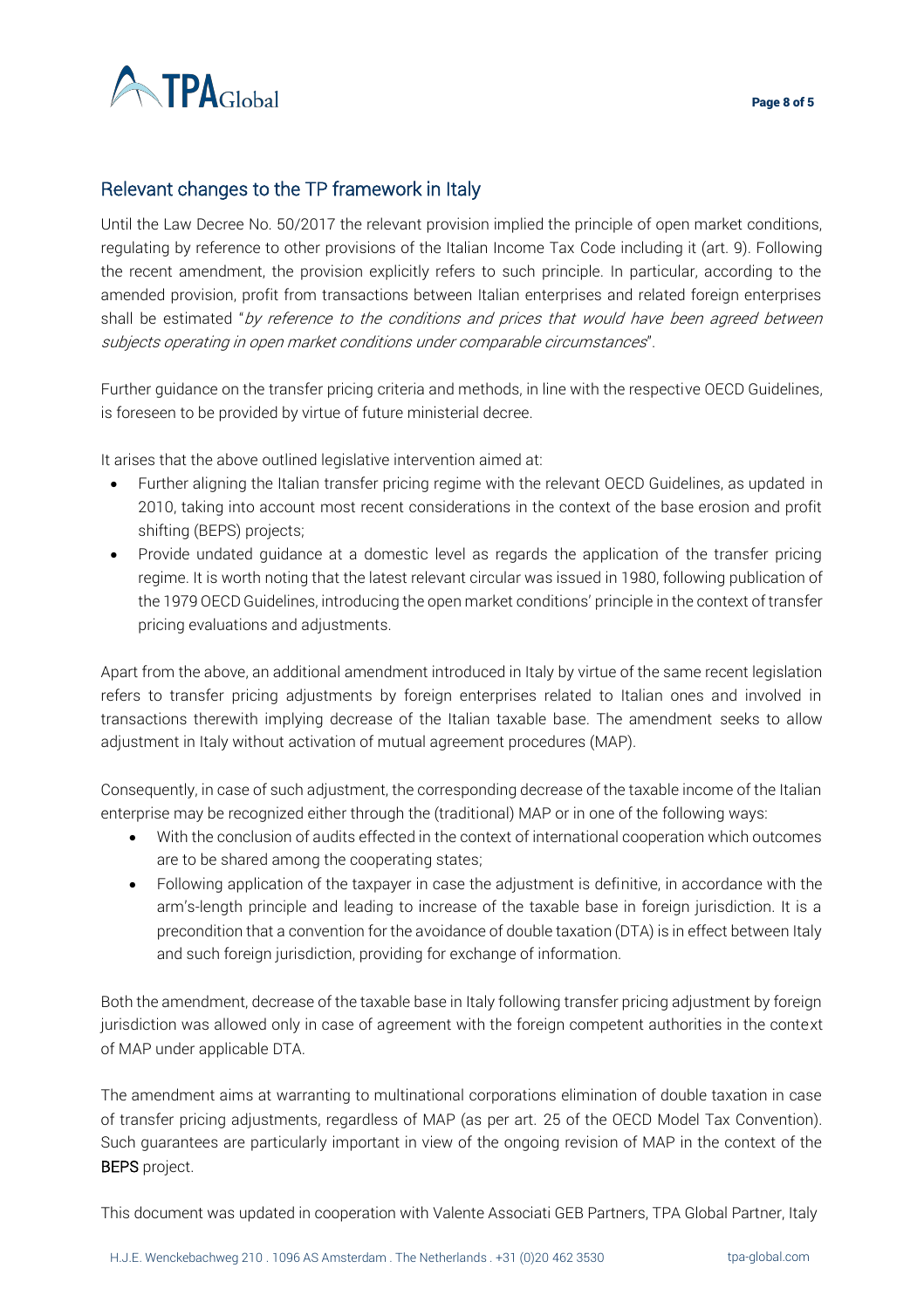## Relevant changes to the TP framework in Italy

Until the Law Decree No. 50/2017 the relevant provision implied the principle of open market conditions, regulating by reference to other provisions of the Italian Income Tax Code including it (art. 9). Following the recent amendment, the provision explicitly refers to such principle. In particular, according to the amended provision, profit from transactions between Italian enterprises and related foreign enterprises shall be estimated "*by reference to the conditions and prices that would have been agreed between subjects operating in open market conditions under comparable circumstances*".

Further guidance on the transfer pricing criteria and methods, in line with the respective OECD Guidelines, is foreseen to be provided by virtue of future ministerial decree.

It arises that the above outlined legislative intervention aimed at:

- Further aligning the Italian transfer pricing regime with the relevant OECD Guidelines, as updated in 2010, taking into account most recent considerations in the context of the base erosion and profit shifting (BEPS) projects;
- Provide undated guidance at a domestic level as regards the application of the transfer pricing regime. It is worth noting that the latest relevant circular was issued in 1980, following publication of the 1979 OECD Guidelines, introducing the open market conditions' principle in the context of transfer pricing evaluations and adjustments.

Apart from the above, an additional amendment introduced in Italy by virtue of the same recent legislation refers to transfer pricing adjustments by foreign enterprises related to Italian ones and involved in transactions therewith implying decrease of the Italian taxable base. The amendment seeks to allow adjustment in Italy without activation of mutual agreement procedures (MAP).

Consequently, in case of such adjustment, the corresponding decrease of the taxable income of the Italian enterprise may be recognized either through the (traditional) MAP or in one of the following ways:

- With the conclusion of audits effected in the context of international cooperation which outcomes are to be shared among the cooperating states;
- Following application of the taxpayer in case the adjustment is definitive, in accordance with the arm's-length principle and leading to increase of the taxable base in foreign jurisdiction. It is a precondition that a convention for the avoidance of double taxation (DTA) is in effect between Italy and such foreign jurisdiction, providing for exchange of information.

Both the amendment, decrease of the taxable base in Italy following transfer pricing adjustment by foreign jurisdiction was allowed only in case of agreement with the foreign competent authorities in the context of MAP under applicable DTA.

The amendment aims at warranting to multinational corporations elimination of double taxation in case of transfer pricing adjustments, regardless of MAP (as per art. 25 of the OECD Model Tax Convention). Such guarantees are particularly important in view of the ongoing revision of MAP in the context of the BEPS project.

This document was updated in cooperation with Valente Associati GEB Partners, TPA Global Partner, Italy